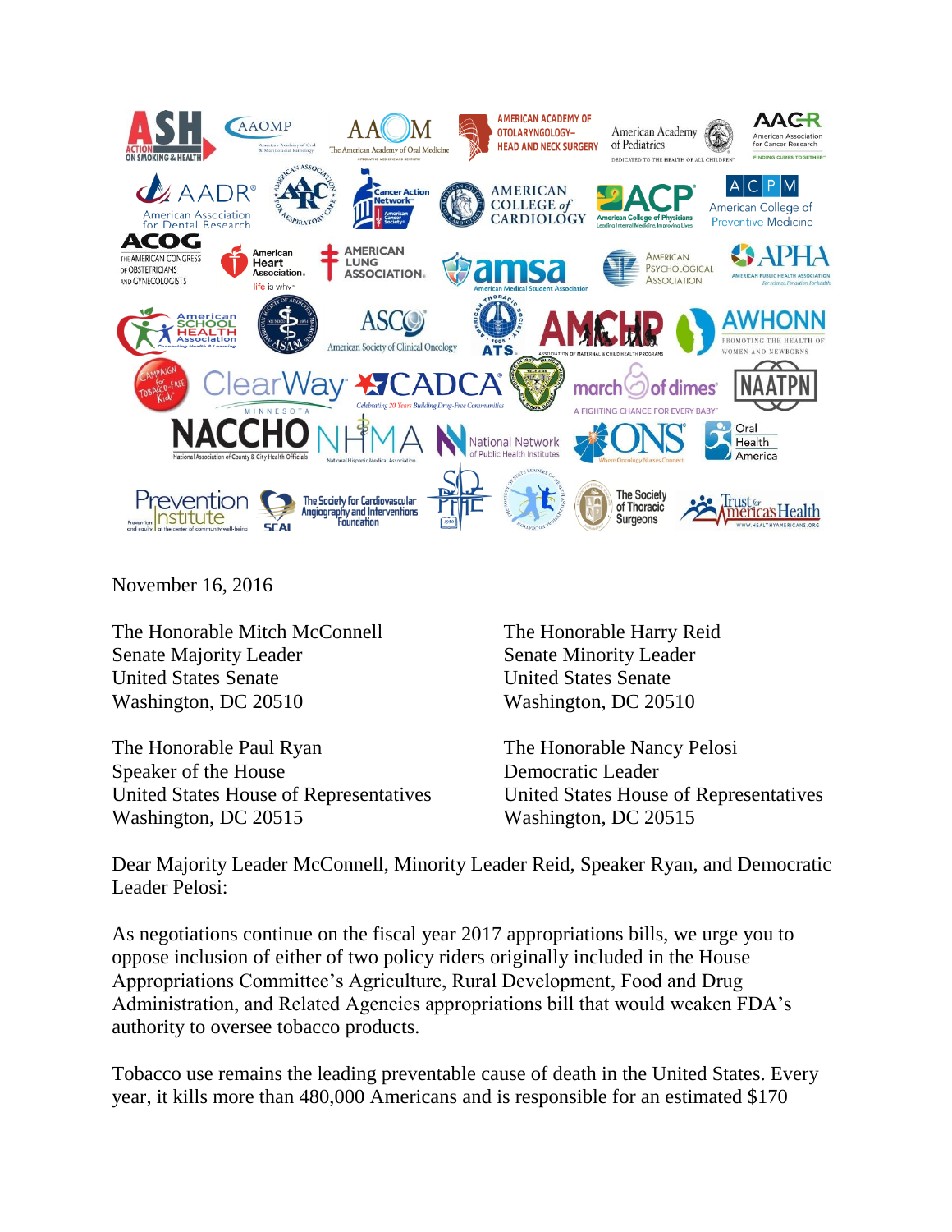November 16, 2016

The Honorable Mitch McConnell
Senate Majority Leader
United States Senate
Washington, DC 20510

The Honorable Harry Reid
Senate Minority Leader
United States Senate
Washington, DC 20510

The Honorable Paul Ryan
Speaker of the House
United States House of Representatives
Washington, DC 20515

The Honorable Nancy Pelosi
Democratic Leader
United States House of Representatives
Washington, DC 20515

Dear Majority Leader McConnell, Minority Leader Reid, Speaker Ryan, and Democratic Leader Pelosi:

As negotiations continue on the fiscal year 2017 appropriations bills, we urge you to oppose inclusion of either of two policy riders originally included in the House Appropriations Committee's Agriculture, Rural Development, Food and Drug Administration, and Related Agencies appropriations bill that would weaken FDA's authority to oversee tobacco products.

Tobacco use remains the leading preventable cause of death in the United States. Every year, it kills more than 480,000 Americans and is responsible for an estimated $170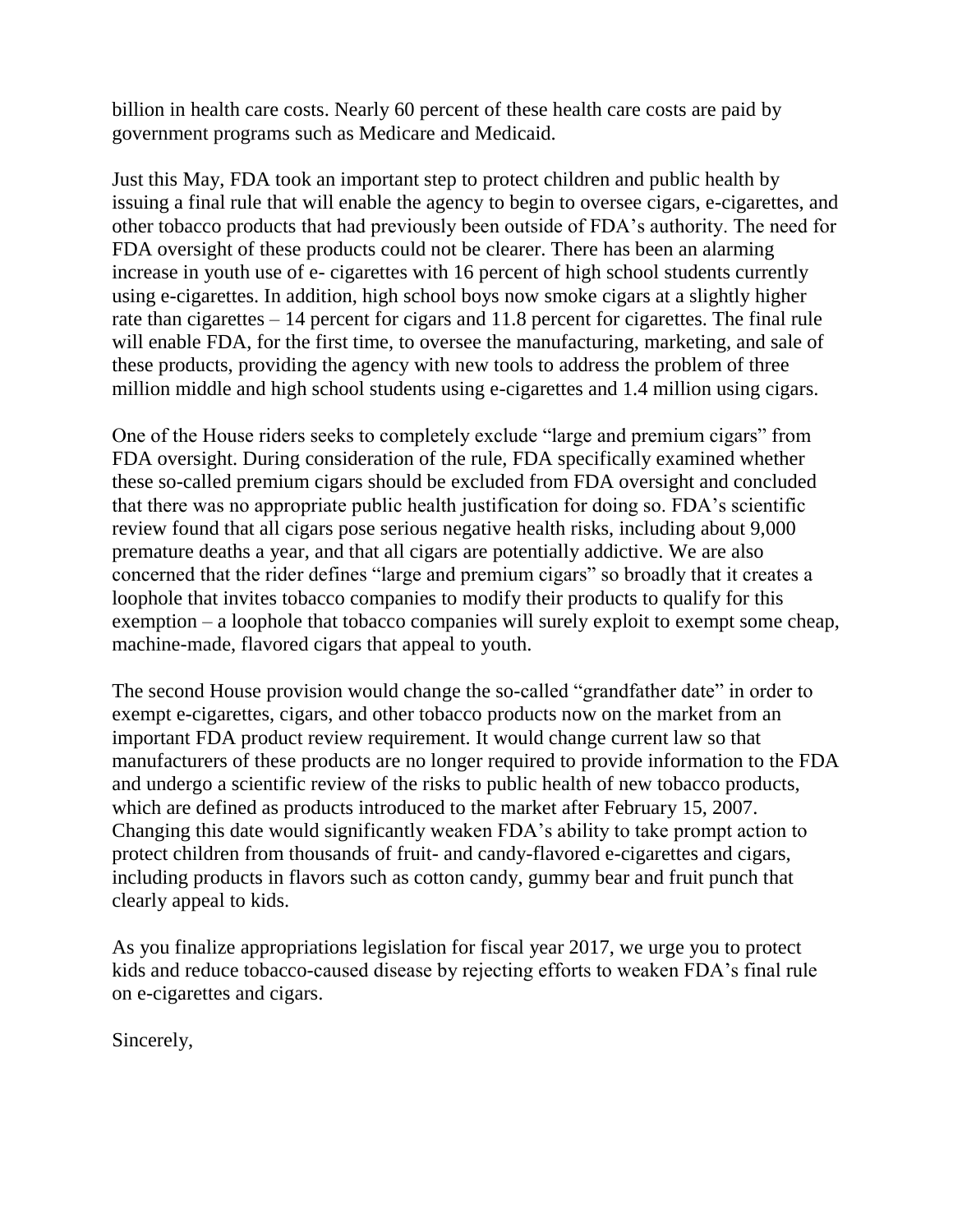billion in health care costs. Nearly 60 percent of these health care costs are paid by government programs such as Medicare and Medicaid.

Just this May, FDA took an important step to protect children and public health by issuing a final rule that will enable the agency to begin to oversee cigars, e-cigarettes, and other tobacco products that had previously been outside of FDA's authority. The need for FDA oversight of these products could not be clearer. There has been an alarming increase in youth use of e- cigarettes with 16 percent of high school students currently using e-cigarettes. In addition, high school boys now smoke cigars at a slightly higher rate than cigarettes – 14 percent for cigars and 11.8 percent for cigarettes. The final rule will enable FDA, for the first time, to oversee the manufacturing, marketing, and sale of these products, providing the agency with new tools to address the problem of three million middle and high school students using e-cigarettes and 1.4 million using cigars.

One of the House riders seeks to completely exclude "large and premium cigars" from FDA oversight. During consideration of the rule, FDA specifically examined whether these so-called premium cigars should be excluded from FDA oversight and concluded that there was no appropriate public health justification for doing so. FDA's scientific review found that all cigars pose serious negative health risks, including about 9,000 premature deaths a year, and that all cigars are potentially addictive. We are also concerned that the rider defines "large and premium cigars" so broadly that it creates a loophole that invites tobacco companies to modify their products to qualify for this exemption – a loophole that tobacco companies will surely exploit to exempt some cheap, machine-made, flavored cigars that appeal to youth.

The second House provision would change the so-called "grandfather date" in order to exempt e-cigarettes, cigars, and other tobacco products now on the market from an important FDA product review requirement. It would change current law so that manufacturers of these products are no longer required to provide information to the FDA and undergo a scientific review of the risks to public health of new tobacco products, which are defined as products introduced to the market after February 15, 2007. Changing this date would significantly weaken FDA's ability to take prompt action to protect children from thousands of fruit- and candy-flavored e-cigarettes and cigars, including products in flavors such as cotton candy, gummy bear and fruit punch that clearly appeal to kids.

As you finalize appropriations legislation for fiscal year 2017, we urge you to protect kids and reduce tobacco-caused disease by rejecting efforts to weaken FDA's final rule on e-cigarettes and cigars.

Sincerely,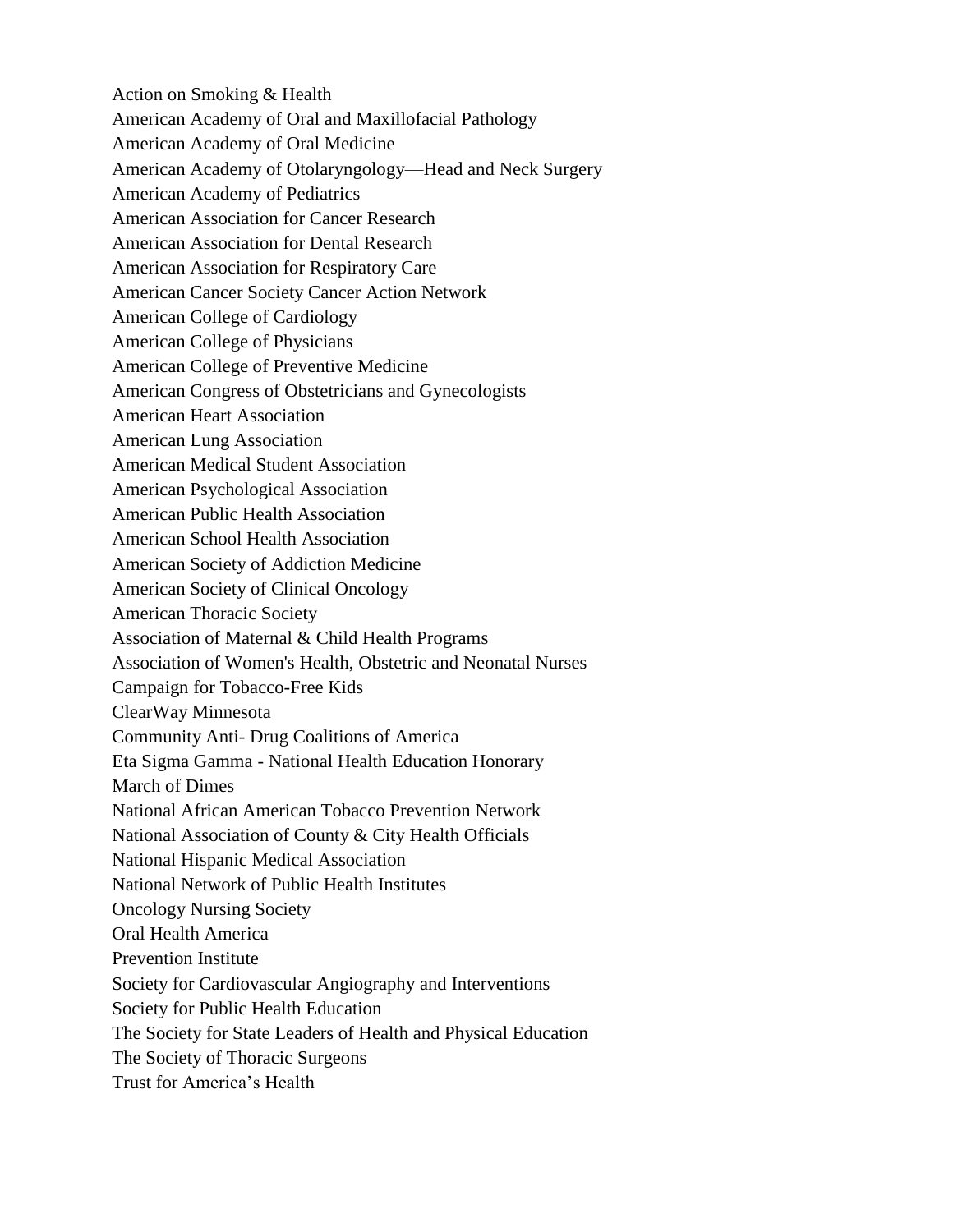Action on Smoking & Health
American Academy of Oral and Maxillofacial Pathology
American Academy of Oral Medicine
American Academy of Otolaryngology—Head and Neck Surgery
American Academy of Pediatrics
American Association for Cancer Research
American Association for Dental Research
American Association for Respiratory Care
American Cancer Society Cancer Action Network
American College of Cardiology
American College of Physicians
American College of Preventive Medicine
American Congress of Obstetricians and Gynecologists
American Heart Association
American Lung Association
American Medical Student Association
American Psychological Association
American Public Health Association
American School Health Association
American Society of Addiction Medicine
American Society of Clinical Oncology
American Thoracic Society
Association of Maternal & Child Health Programs
Association of Women's Health, Obstetric and Neonatal Nurses
Campaign for Tobacco-Free Kids
ClearWay Minnesota
Community Anti- Drug Coalitions of America
Eta Sigma Gamma - National Health Education Honorary
March of Dimes
National African American Tobacco Prevention Network
National Association of County & City Health Officials
National Hispanic Medical Association
National Network of Public Health Institutes
Oncology Nursing Society
Oral Health America
Prevention Institute
Society for Cardiovascular Angiography and Interventions
Society for Public Health Education
The Society for State Leaders of Health and Physical Education
The Society of Thoracic Surgeons
Trust for America's Health